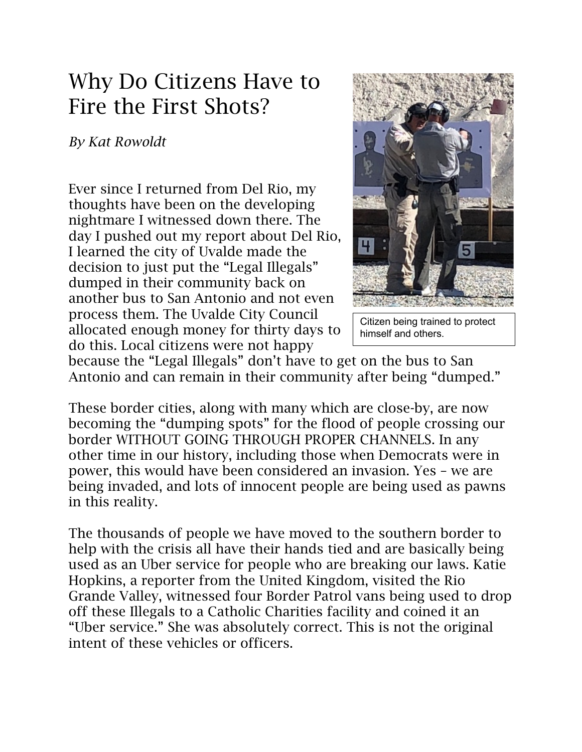# Why Do Citizens Have to Fire the First Shots?

*By Kat Rowoldt*

Citizen being trained to protect himself and others.

Ever since I returned from Del Rio, my thoughts have been on the developing nightmare I witnessed down there. The day I pushed out my report about Del Rio, I learned the city of Uvalde made the decision to just put the "Legal Illegals" dumped in their community back on another bus to San Antonio and not even process them. The Uvalde City Council allocated enough money for thirty days to do this. Local citizens were not happy because the "Legal Illegals" don't have to get on the bus to San Antonio and can remain in their community after being "dumped."

These border cities, along with many which are close-by, are now becoming the "dumping spots" for the flood of people crossing our border WITHOUT GOING THROUGH PROPER CHANNELS. In any other time in our history, including those when Democrats were in power, this would have been considered an invasion. Yes – we are being invaded, and lots of innocent people are being used as pawns in this reality.

The thousands of people we have moved to the southern border to help with the crisis all have their hands tied and are basically being used as an Uber service for people who are breaking our laws. Katie Hopkins, a reporter from the United Kingdom, visited the Rio Grande Valley, witnessed four Border Patrol vans being used to drop off these Illegals to a Catholic Charities facility and coined it an "Uber service." She was absolutely correct. This is not the original intent of these vehicles or officers.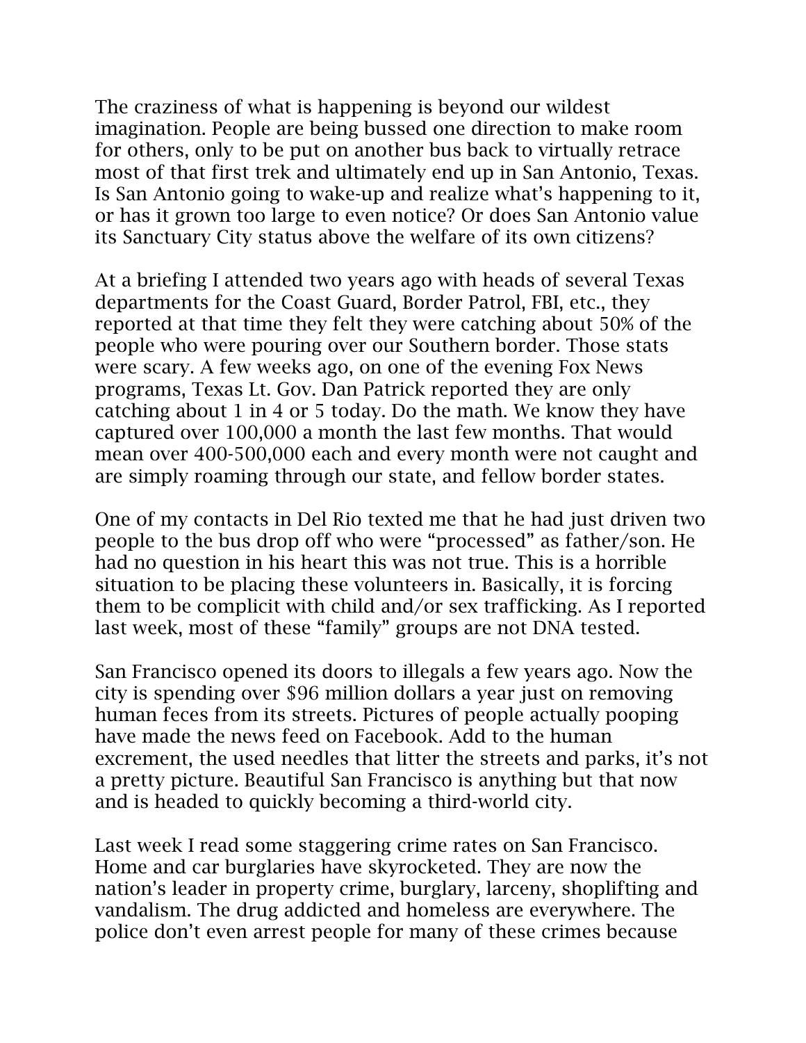The craziness of what is happening is beyond our wildest imagination. People are being bussed one direction to make room for others, only to be put on another bus back to virtually retrace most of that first trek and ultimately end up in San Antonio, Texas. Is San Antonio going to wake-up and realize what's happening to it, or has it grown too large to even notice? Or does San Antonio value its Sanctuary City status above the welfare of its own citizens?

At a briefing I attended two years ago with heads of several Texas departments for the Coast Guard, Border Patrol, FBI, etc., they reported at that time they felt they were catching about 50% of the people who were pouring over our Southern border. Those stats were scary. A few weeks ago, on one of the evening Fox News programs, Texas Lt. Gov. Dan Patrick reported they are only catching about 1 in 4 or 5 today. Do the math. We know they have captured over 100,000 a month the last few months. That would mean over 400-500,000 each and every month were not caught and are simply roaming through our state, and fellow border states.

One of my contacts in Del Rio texted me that he had just driven two people to the bus drop off who were "processed" as father/son. He had no question in his heart this was not true. This is a horrible situation to be placing these volunteers in. Basically, it is forcing them to be complicit with child and/or sex trafficking. As I reported last week, most of these "family" groups are not DNA tested.

San Francisco opened its doors to illegals a few years ago. Now the city is spending over $96 million dollars a year just on removing human feces from its streets. Pictures of people actually pooping have made the news feed on Facebook. Add to the human excrement, the used needles that litter the streets and parks, it's not a pretty picture. Beautiful San Francisco is anything but that now and is headed to quickly becoming a third-world city.

Last week I read some staggering crime rates on San Francisco. Home and car burglaries have skyrocketed. They are now the nation's leader in property crime, burglary, larceny, shoplifting and vandalism. The drug addicted and homeless are everywhere. The police don't even arrest people for many of these crimes because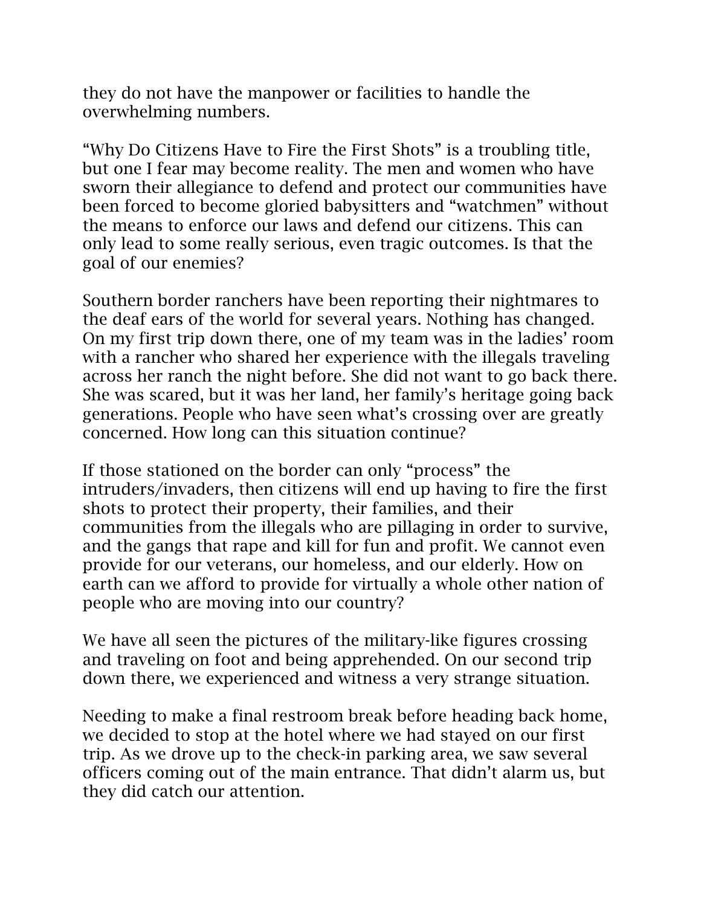they do not have the manpower or facilities to handle the overwhelming numbers.

“Why Do Citizens Have to Fire the First Shots” is a troubling title, but one I fear may become reality. The men and women who have sworn their allegiance to defend and protect our communities have been forced to become gloried babysitters and “watchmen” without the means to enforce our laws and defend our citizens. This can only lead to some really serious, even tragic outcomes. Is that the goal of our enemies?

Southern border ranchers have been reporting their nightmares to the deaf ears of the world for several years. Nothing has changed. On my first trip down there, one of my team was in the ladies’ room with a rancher who shared her experience with the illegals traveling across her ranch the night before. She did not want to go back there. She was scared, but it was her land, her family’s heritage going back generations. People who have seen what’s crossing over are greatly concerned. How long can this situation continue?

If those stationed on the border can only “process” the intruders/invaders, then citizens will end up having to fire the first shots to protect their property, their families, and their communities from the illegals who are pillaging in order to survive, and the gangs that rape and kill for fun and profit. We cannot even provide for our veterans, our homeless, and our elderly. How on earth can we afford to provide for virtually a whole other nation of people who are moving into our country?

We have all seen the pictures of the military-like figures crossing and traveling on foot and being apprehended. On our second trip down there, we experienced and witness a very strange situation.

Needing to make a final restroom break before heading back home, we decided to stop at the hotel where we had stayed on our first trip. As we drove up to the check-in parking area, we saw several officers coming out of the main entrance. That didn’t alarm us, but they did catch our attention.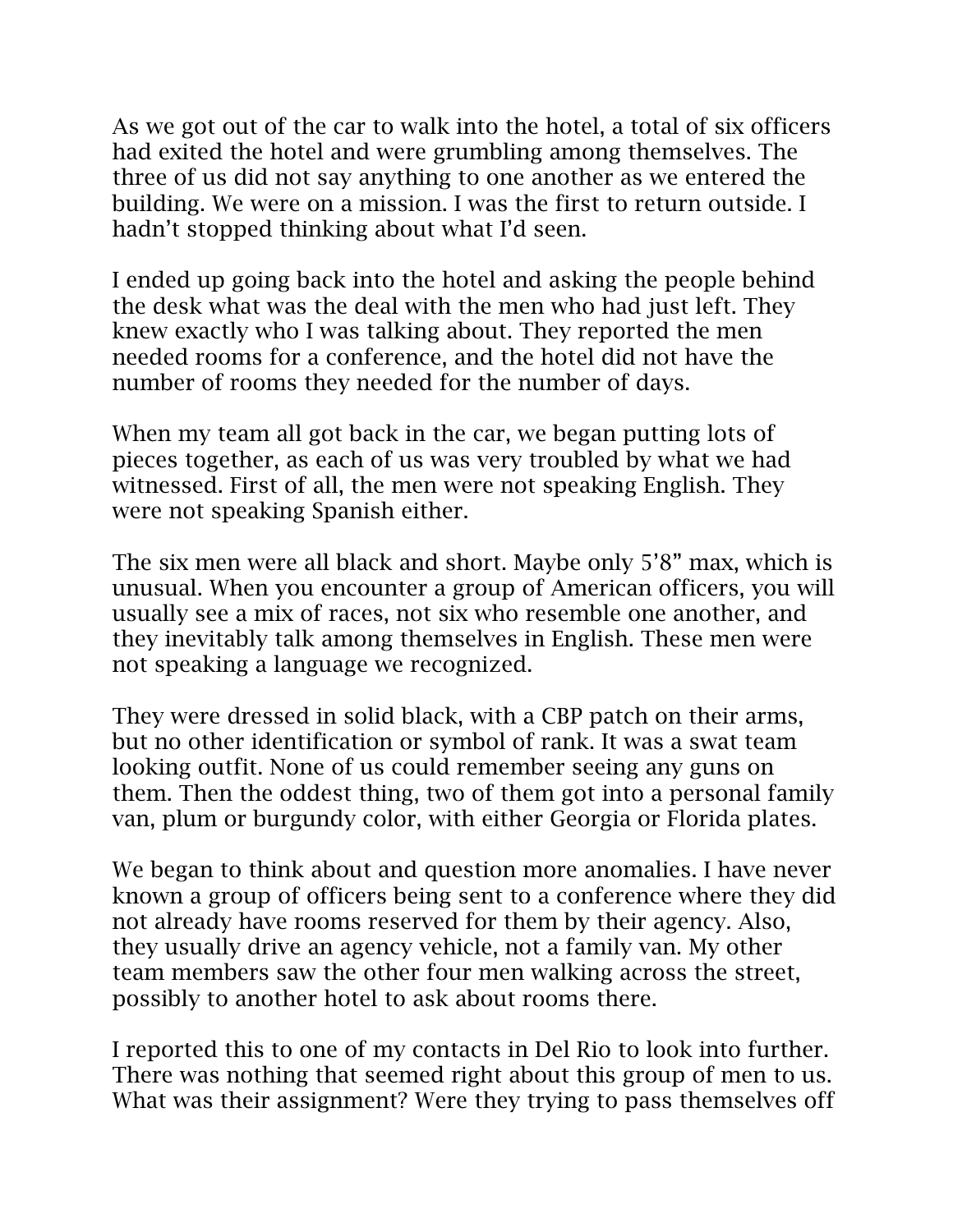As we got out of the car to walk into the hotel, a total of six officers had exited the hotel and were grumbling among themselves. The three of us did not say anything to one another as we entered the building. We were on a mission. I was the first to return outside. I hadn't stopped thinking about what I'd seen.

I ended up going back into the hotel and asking the people behind the desk what was the deal with the men who had just left. They knew exactly who I was talking about. They reported the men needed rooms for a conference, and the hotel did not have the number of rooms they needed for the number of days.

When my team all got back in the car, we began putting lots of pieces together, as each of us was very troubled by what we had witnessed. First of all, the men were not speaking English. They were not speaking Spanish either.

The six men were all black and short. Maybe only 5'8" max, which is unusual. When you encounter a group of American officers, you will usually see a mix of races, not six who resemble one another, and they inevitably talk among themselves in English. These men were not speaking a language we recognized.

They were dressed in solid black, with a CBP patch on their arms, but no other identification or symbol of rank. It was a swat team looking outfit. None of us could remember seeing any guns on them. Then the oddest thing, two of them got into a personal family van, plum or burgundy color, with either Georgia or Florida plates.

We began to think about and question more anomalies. I have never known a group of officers being sent to a conference where they did not already have rooms reserved for them by their agency. Also, they usually drive an agency vehicle, not a family van. My other team members saw the other four men walking across the street, possibly to another hotel to ask about rooms there.

I reported this to one of my contacts in Del Rio to look into further. There was nothing that seemed right about this group of men to us. What was their assignment? Were they trying to pass themselves off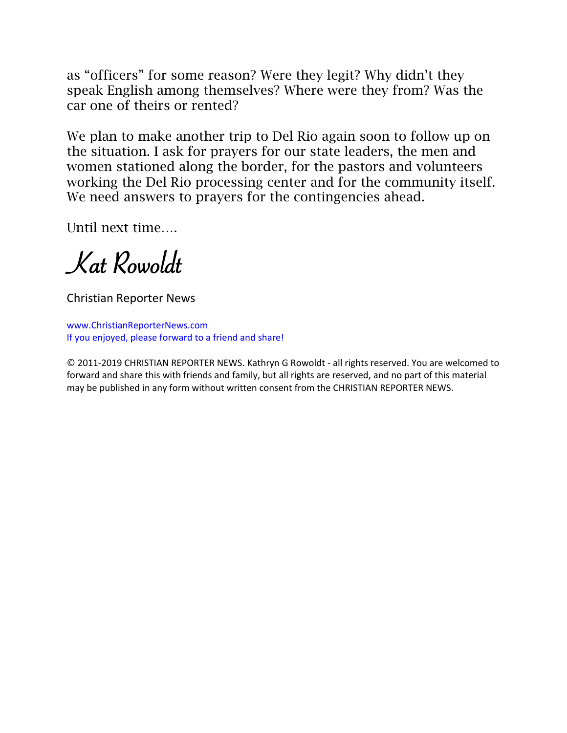as “officers” for some reason? Were they legit? Why didn’t they speak English among themselves? Where were they from? Was the car one of theirs or rented?

We plan to make another trip to Del Rio again soon to follow up on the situation. I ask for prayers for our state leaders, the men and women stationed along the border, for the pastors and volunteers working the Del Rio processing center and for the community itself. We need answers to prayers for the contingencies ahead.

Until next time….

*Kat Rowoldt*

Christian Reporter News

www.ChristianReporterNews.com
If you enjoyed, please forward to a friend and share!

© 2011-2019 CHRISTIAN REPORTER NEWS. Kathryn G Rowoldt - all rights reserved. You are welcomed to forward and share this with friends and family, but all rights are reserved, and no part of this material may be published in any form without written consent from the CHRISTIAN REPORTER NEWS.